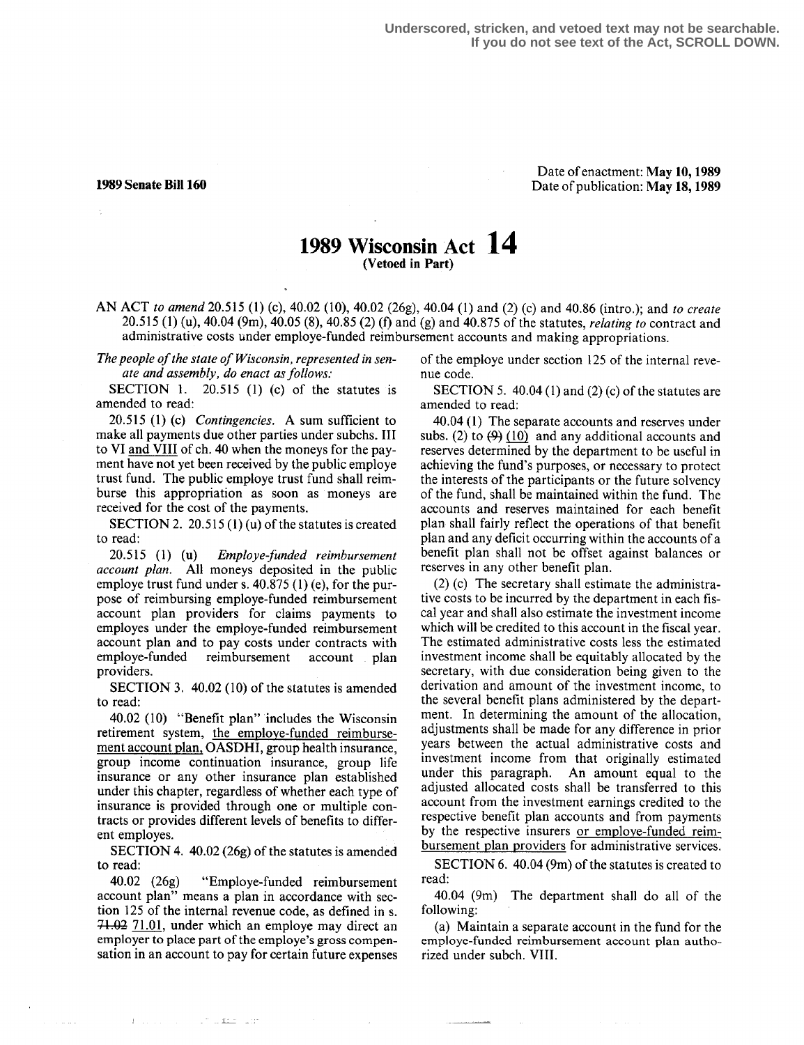Underscored, stricken, and vetoed text may not be searchable. If you do not see text of the Act, SCROLL DOWN.

**1989 Senate Bill 160**

Date of enactment: **May 10, 1989**
Date of publication: **May 18, 1989**

# 1989 Wisconsin Act 14

**(Vetoed in Part)**

AN ACT *to amend* 20.515 (1) (c), 40.02 (10), 40.02 (26g), 40.04 (1) and (2) (c) and 40.86 (intro.); and *to create* 20.515 (1) (u), 40.04 (9m), 40.05 (8), 40.85 (2) (f) and (g) and 40.875 of the statutes, *relating to* contract and administrative costs under employe-funded reimbursement accounts and making appropriations.

*The people of the state of Wisconsin, represented in senate and assembly, do enact as follows:*

SECTION 1. 20.515 (1) (c) of the statutes is amended to read:

20.515 (1) (c) *Contingencies.* A sum sufficient to make all payments due other parties under subchs. III to VI and VIII of ch. 40 when the moneys for the payment have not yet been received by the public employe trust fund. The public employe trust fund shall reimburse this appropriation as soon as moneys are received for the cost of the payments.

SECTION 2. 20.515 (1) (u) of the statutes is created to read:

20.515 (1) (u) *Employe-funded reimbursement account plan.* All moneys deposited in the public employe trust fund under s. 40.875 (1) (e), for the purpose of reimbursing employe-funded reimbursement account plan providers for claims payments to employes under the employe-funded reimbursement account plan and to pay costs under contracts with employe-funded reimbursement account plan providers.

SECTION 3. 40.02 (10) of the statutes is amended to read:

40.02 (10) "Benefit plan" includes the Wisconsin retirement system, the employe-funded reimbursement account plan, OASDHI, group health insurance, group income continuation insurance, group life insurance or any other insurance plan established under this chapter, regardless of whether each type of insurance is provided through one or multiple contracts or provides different levels of benefits to different employes.

SECTION 4. 40.02 (26g) of the statutes is amended to read:

40.02 (26g) "Employe-funded reimbursement account plan" means a plan in accordance with section 125 of the internal revenue code, as defined in s. ~~71.02~~ 71.01, under which an employe may direct an employer to place part of the employe's gross compensation in an account to pay for certain future expenses of the employe under section 125 of the internal revenue code.

SECTION 5. 40.04 (1) and (2) (c) of the statutes are amended to read:

40.04 (1) The separate accounts and reserves under subs. (2) to ~~(9)~~ (10) and any additional accounts and reserves determined by the department to be useful in achieving the fund's purposes, or necessary to protect the interests of the participants or the future solvency of the fund, shall be maintained within the fund. The accounts and reserves maintained for each benefit plan shall fairly reflect the operations of that benefit plan and any deficit occurring within the accounts of a benefit plan shall not be offset against balances or reserves in any other benefit plan.

(2) (c) The secretary shall estimate the administrative costs to be incurred by the department in each fiscal year and shall also estimate the investment income which will be credited to this account in the fiscal year. The estimated administrative costs less the estimated investment income shall be equitably allocated by the secretary, with due consideration being given to the derivation and amount of the investment income, to the several benefit plans administered by the department. In determining the amount of the allocation, adjustments shall be made for any difference in prior years between the actual administrative costs and investment income from that originally estimated under this paragraph. An amount equal to the adjusted allocated costs shall be transferred to this account from the investment earnings credited to the respective benefit plan accounts and from payments by the respective insurers or employe-funded reimbursement plan providers for administrative services.

SECTION 6. 40.04 (9m) of the statutes is created to read:

40.04 (9m) The department shall do all of the following:

(a) Maintain a separate account in the fund for the employe-funded reimbursement account plan authorized under subch. VIII.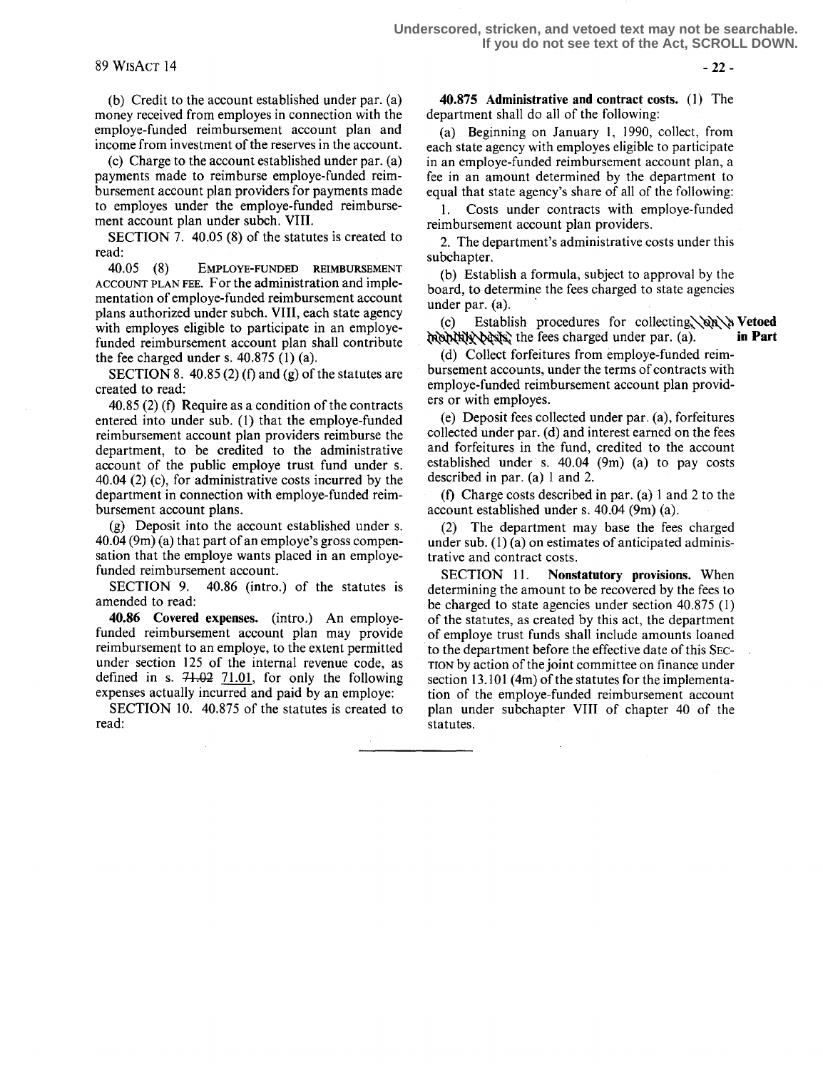Underscored, stricken, and vetoed text may not be searchable. If you do not see text of the Act, SCROLL DOWN.

(b) Credit to the account established under par. (a) money received from employes in connection with the employe-funded reimbursement account plan and income from investment of the reserves in the account.

(c) Charge to the account established under par. (a) payments made to reimburse employe-funded reimbursement account plan providers for payments made to employes under the employe-funded reimbursement account plan under subch. VIII.

SECTION 7. 40.05 (8) of the statutes is created to read:

40.05 (8) EMPLOYE-FUNDED REIMBURSEMENT ACCOUNT PLAN FEE. For the administration and implementation of employe-funded reimbursement account plans authorized under subch. VIII, each state agency with employes eligible to participate in an employe-funded reimbursement account plan shall contribute the fee charged under s. 40.875 (1) (a).

SECTION 8. 40.85 (2) (f) and (g) of the statutes are created to read:

40.85 (2) (f) Require as a condition of the contracts entered into under sub. (1) that the employe-funded reimbursement account plan providers reimburse the department, to be credited to the administrative account of the public employe trust fund under s. 40.04 (2) (c), for administrative costs incurred by the department in connection with employe-funded reimbursement account plans.

(g) Deposit into the account established under s. 40.04 (9m) (a) that part of an employe's gross compensation that the employe wants placed in an employe-funded reimbursement account.

SECTION 9. 40.86 (intro.) of the statutes is amended to read:

**40.86 Covered expenses.** (intro.) An employe-funded reimbursement account plan may provide reimbursement to an employe, to the extent permitted under section 125 of the internal revenue code, as defined in s. ~~71.02~~ 71.01, for only the following expenses actually incurred and paid by an employe:

SECTION 10. 40.875 of the statutes is created to read:

**40.875 Administrative and contract costs.** (1) The department shall do all of the following:

(a) Beginning on January 1, 1990, collect, from each state agency with employes eligible to participate in an employe-funded reimbursement account plan, a fee in an amount determined by the department to equal that state agency's share of all of the following:

1. Costs under contracts with employe-funded reimbursement account plan providers.

2. The department's administrative costs under this subchapter.

(b) Establish a formula, subject to approval by the board, to determine the fees charged to state agencies under par. (a).

(c) Establish procedures for collecting ~~on a monthly basis~~ the fees charged under par. (a). **Vetoed in Part**

(d) Collect forfeitures from employe-funded reimbursement accounts, under the terms of contracts with employe-funded reimbursement account plan providers or with employes.

(e) Deposit fees collected under par. (a), forfeitures collected under par. (d) and interest earned on the fees and forfeitures in the fund, credited to the account established under s. 40.04 (9m) (a) to pay costs described in par. (a) 1 and 2.

(f) Charge costs described in par. (a) 1 and 2 to the account established under s. 40.04 (9m) (a).

(2) The department may base the fees charged under sub. (1) (a) on estimates of anticipated administrative and contract costs.

SECTION 11. **Nonstatutory provisions.** When determining the amount to be recovered by the fees to be charged to state agencies under section 40.875 (1) of the statutes, as created by this act, the department of employe trust funds shall include amounts loaned to the department before the effective date of this SECTION by action of the joint committee on finance under section 13.101 (4m) of the statutes for the implementation of the employe-funded reimbursement account plan under subchapter VIII of chapter 40 of the statutes.